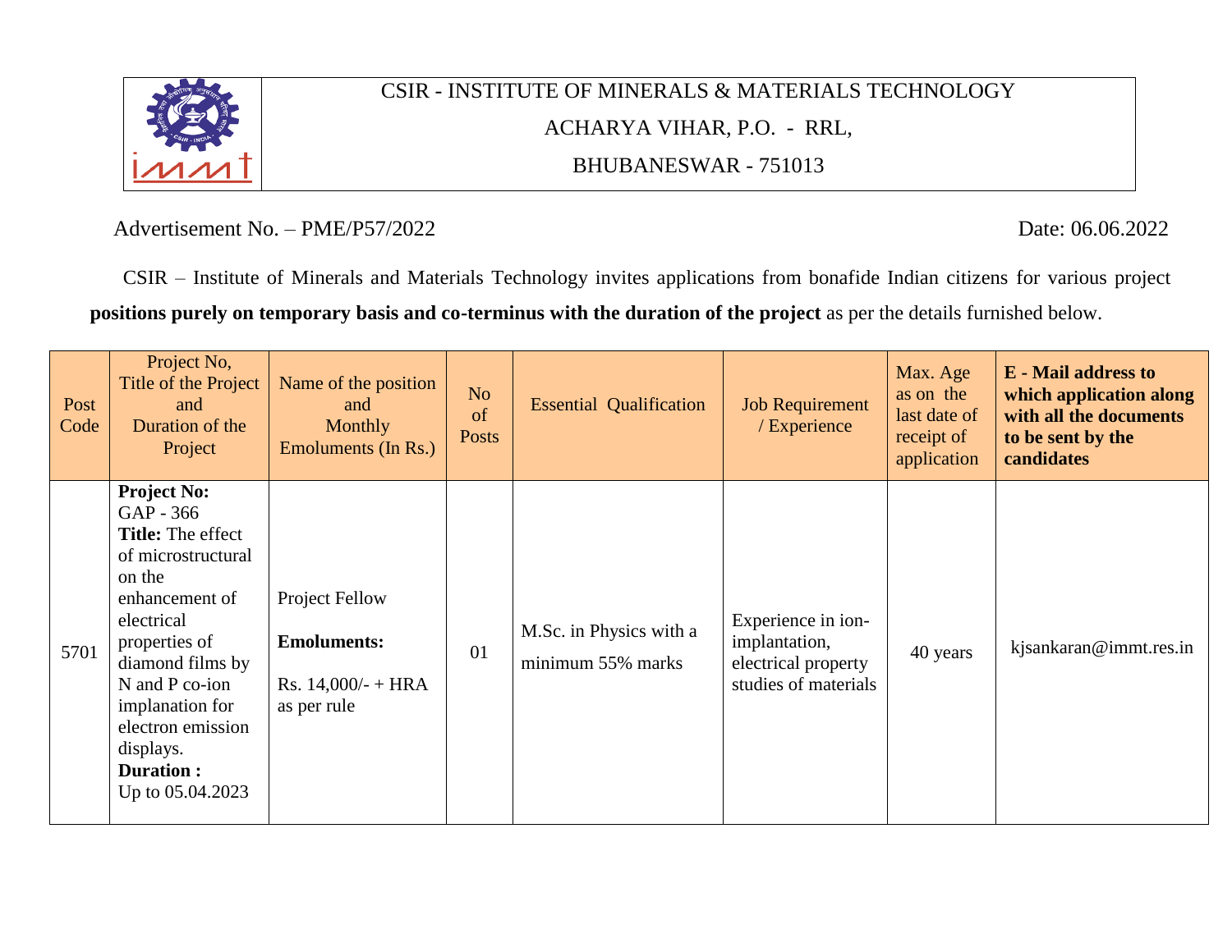# CSIR - INSTITUTE OF MINERALS & MATERIALS TECHNOLOGY

ACHARYA VIHAR, P.O. - RRL,

BHUBANESWAR - 751013

Advertisement No. – PME/P57/2022

Date: 06.06.2022

CSIR – Institute of Minerals and Materials Technology invites applications from bonafide Indian citizens for various project **positions purely on temporary basis and co-terminus with the duration of the project** as per the details furnished below.

| Post Code | Project No, Title of the Project and Duration of the Project | Name of the position and Monthly Emoluments (In Rs.) | No of Posts | Essential Qualification | Job Requirement / Experience | Max. Age as on the last date of receipt of application | **E - Mail address to which application along with all the documents to be sent by the candidates** |
|---|---|---|---|---|---|---|---|
| 5701 | **Project No:** GAP - 366 **Title:** The effect of microstructural on the enhancement of electrical properties of diamond films by N and P co-ion implanation for electron emission displays. **Duration :** Up to 05.04.2023 | Project Fellow **Emoluments:** Rs. 14,000/- + HRA as per rule | 01 | M.Sc. in Physics with a minimum 55% marks | Experience in ion-implantation, electrical property studies of materials | 40 years | kjsankaran@immt.res.in |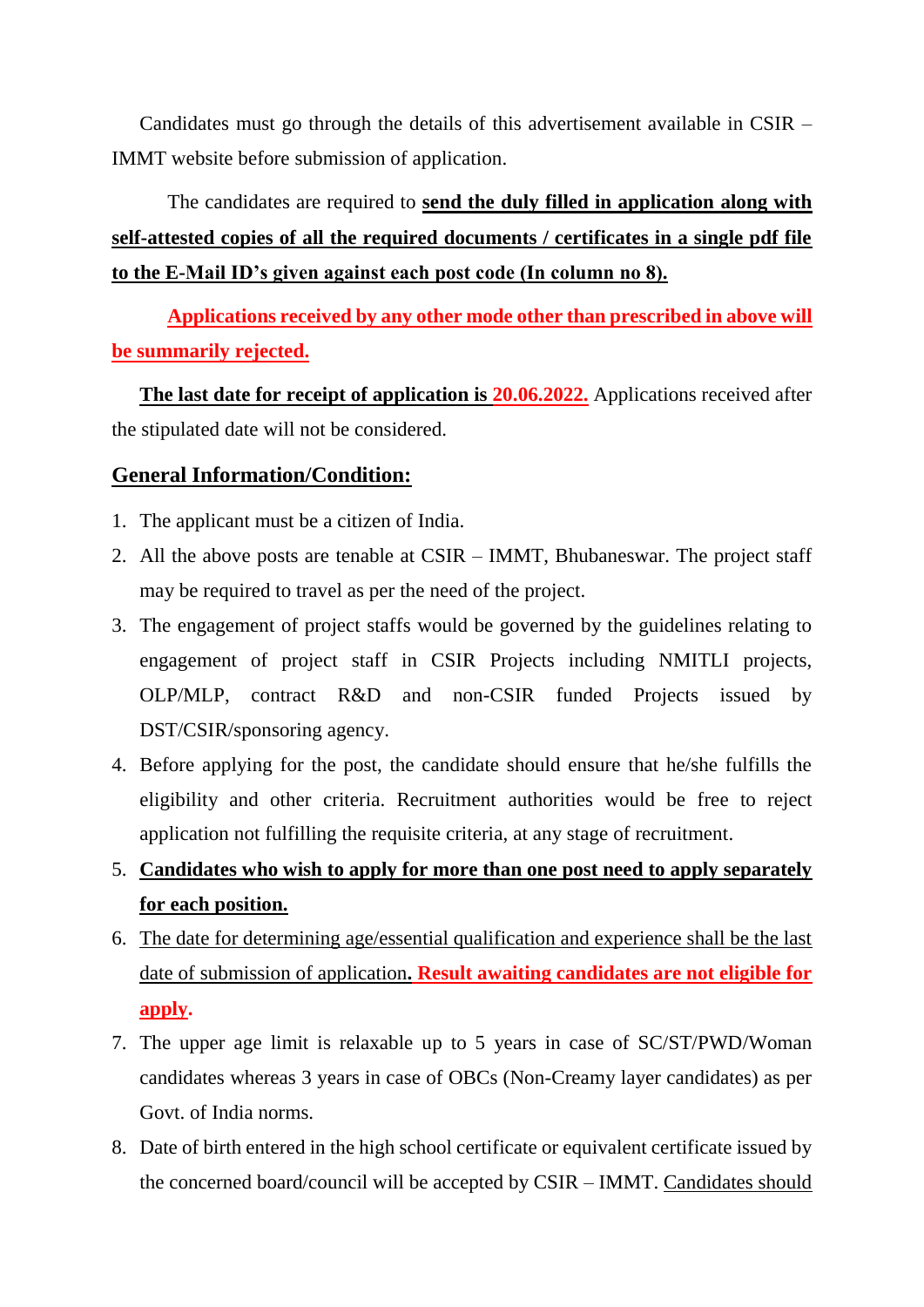Candidates must go through the details of this advertisement available in CSIR – IMMT website before submission of application.

The candidates are required to **send the duly filled in application along with self-attested copies of all the required documents / certificates in a single pdf file to the E-Mail ID's given against each post code (In column no 8).**

**Applications received by any other mode other than prescribed in above will be summarily rejected.**

**The last date for receipt of application is 20.06.2022.** Applications received after the stipulated date will not be considered.

## General Information/Condition:

1. The applicant must be a citizen of India.
2. All the above posts are tenable at CSIR – IMMT, Bhubaneswar. The project staff may be required to travel as per the need of the project.
3. The engagement of project staffs would be governed by the guidelines relating to engagement of project staff in CSIR Projects including NMITLI projects, OLP/MLP, contract R&D and non-CSIR funded Projects issued by DST/CSIR/sponsoring agency.
4. Before applying for the post, the candidate should ensure that he/she fulfills the eligibility and other criteria. Recruitment authorities would be free to reject application not fulfilling the requisite criteria, at any stage of recruitment.
5. **Candidates who wish to apply for more than one post need to apply separately for each position.**
6. The date for determining age/essential qualification and experience shall be the last date of submission of application**. Result awaiting candidates are not eligible for apply.**
7. The upper age limit is relaxable up to 5 years in case of SC/ST/PWD/Woman candidates whereas 3 years in case of OBCs (Non-Creamy layer candidates) as per Govt. of India norms.
8. Date of birth entered in the high school certificate or equivalent certificate issued by the concerned board/council will be accepted by CSIR – IMMT. Candidates should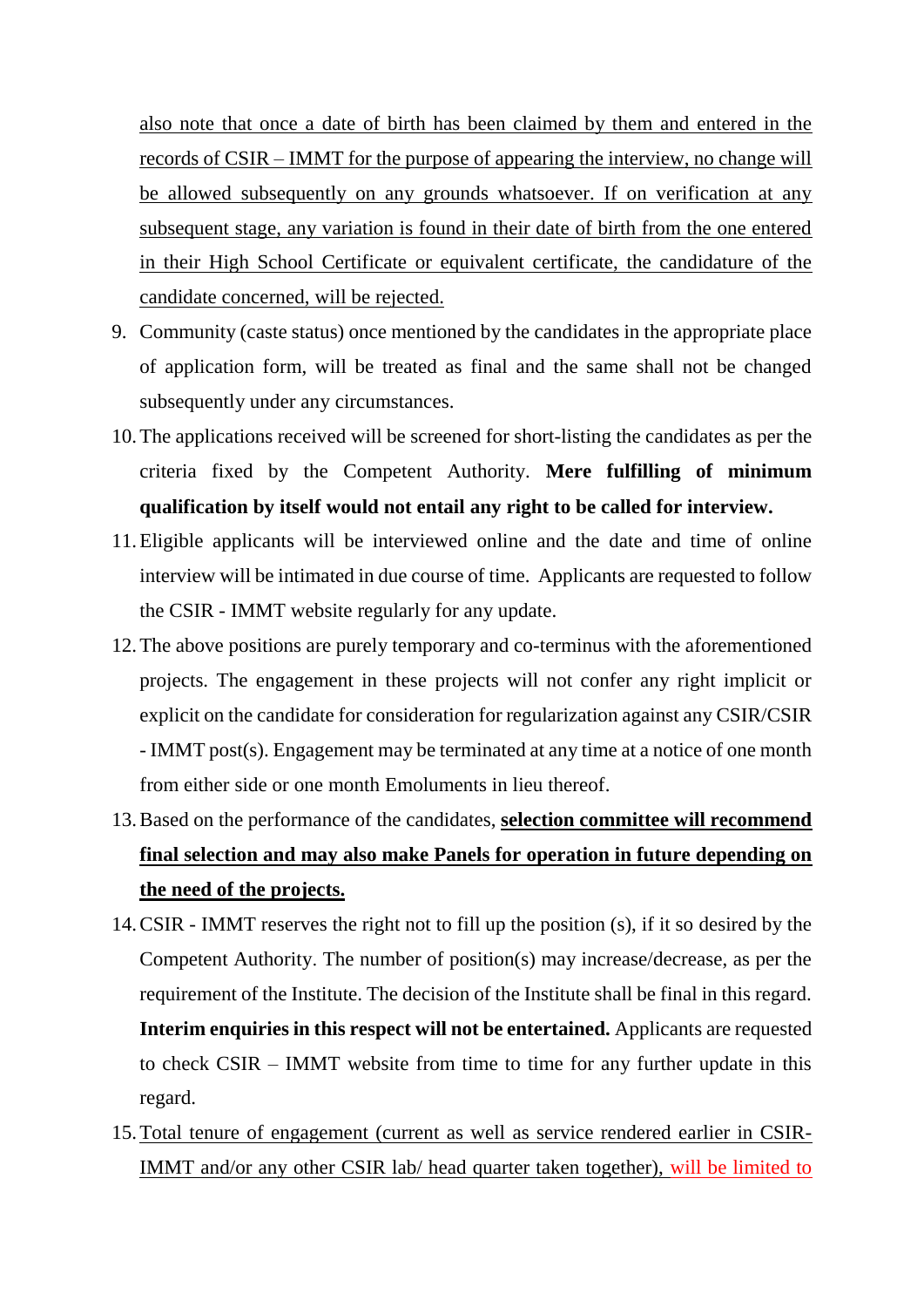also note that once a date of birth has been claimed by them and entered in the records of CSIR – IMMT for the purpose of appearing the interview, no change will be allowed subsequently on any grounds whatsoever. If on verification at any subsequent stage, any variation is found in their date of birth from the one entered in their High School Certificate or equivalent certificate, the candidature of the candidate concerned, will be rejected.

9. Community (caste status) once mentioned by the candidates in the appropriate place of application form, will be treated as final and the same shall not be changed subsequently under any circumstances.
10. The applications received will be screened for short-listing the candidates as per the criteria fixed by the Competent Authority. **Mere fulfilling of minimum qualification by itself would not entail any right to be called for interview.**
11. Eligible applicants will be interviewed online and the date and time of online interview will be intimated in due course of time. Applicants are requested to follow the CSIR - IMMT website regularly for any update.
12. The above positions are purely temporary and co-terminus with the aforementioned projects. The engagement in these projects will not confer any right implicit or explicit on the candidate for consideration for regularization against any CSIR/CSIR - IMMT post(s). Engagement may be terminated at any time at a notice of one month from either side or one month Emoluments in lieu thereof.
13. Based on the performance of the candidates, **selection committee will recommend final selection and may also make Panels for operation in future depending on the need of the projects.**
14. CSIR - IMMT reserves the right not to fill up the position (s), if it so desired by the Competent Authority. The number of position(s) may increase/decrease, as per the requirement of the Institute. The decision of the Institute shall be final in this regard. **Interim enquiries in this respect will not be entertained.** Applicants are requested to check CSIR – IMMT website from time to time for any further update in this regard.
15. Total tenure of engagement (current as well as service rendered earlier in CSIR-IMMT and/or any other CSIR lab/ head quarter taken together), will be limited to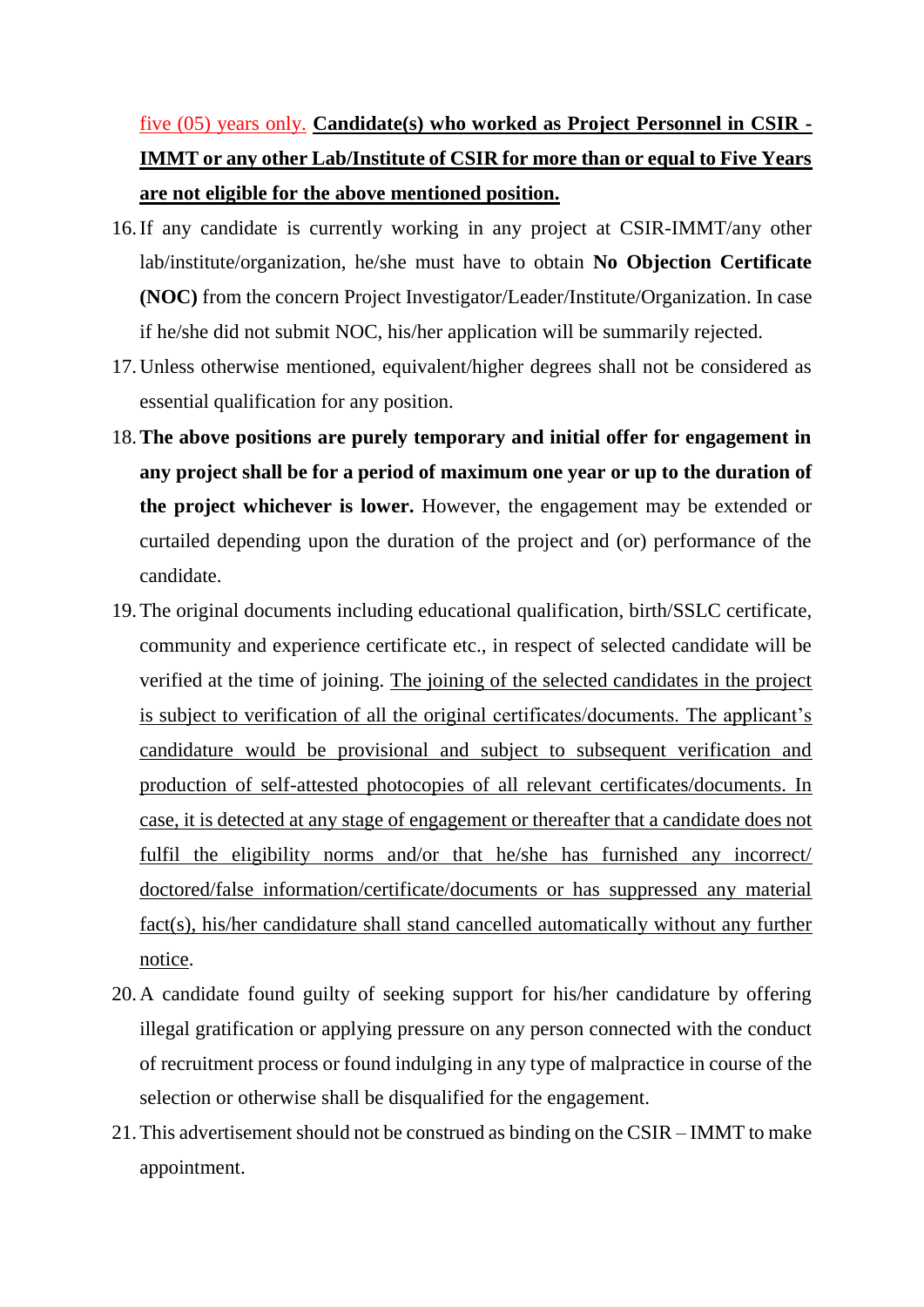five (05) years only. **Candidate(s) who worked as Project Personnel in CSIR - IMMT or any other Lab/Institute of CSIR for more than or equal to Five Years are not eligible for the above mentioned position.**

16. If any candidate is currently working in any project at CSIR-IMMT/any other lab/institute/organization, he/she must have to obtain **No Objection Certificate (NOC)** from the concern Project Investigator/Leader/Institute/Organization. In case if he/she did not submit NOC, his/her application will be summarily rejected.
17. Unless otherwise mentioned, equivalent/higher degrees shall not be considered as essential qualification for any position.
18. **The above positions are purely temporary and initial offer for engagement in any project shall be for a period of maximum one year or up to the duration of the project whichever is lower.** However, the engagement may be extended or curtailed depending upon the duration of the project and (or) performance of the candidate.
19. The original documents including educational qualification, birth/SSLC certificate, community and experience certificate etc., in respect of selected candidate will be verified at the time of joining. The joining of the selected candidates in the project is subject to verification of all the original certificates/documents. The applicant's candidature would be provisional and subject to subsequent verification and production of self-attested photocopies of all relevant certificates/documents. In case, it is detected at any stage of engagement or thereafter that a candidate does not fulfil the eligibility norms and/or that he/she has furnished any incorrect/ doctored/false information/certificate/documents or has suppressed any material fact(s), his/her candidature shall stand cancelled automatically without any further notice.
20. A candidate found guilty of seeking support for his/her candidature by offering illegal gratification or applying pressure on any person connected with the conduct of recruitment process or found indulging in any type of malpractice in course of the selection or otherwise shall be disqualified for the engagement.
21. This advertisement should not be construed as binding on the CSIR – IMMT to make appointment.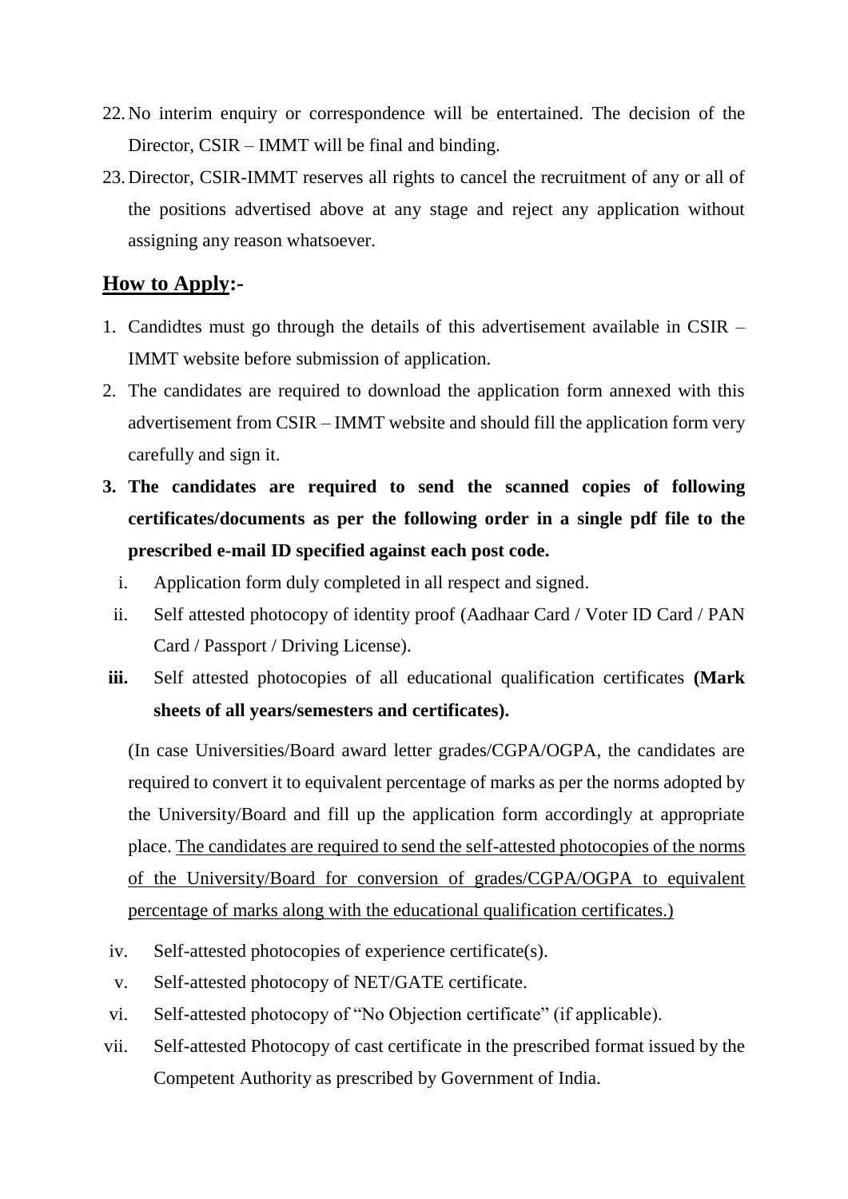22. No interim enquiry or correspondence will be entertained. The decision of the Director, CSIR – IMMT will be final and binding.
23. Director, CSIR-IMMT reserves all rights to cancel the recruitment of any or all of the positions advertised above at any stage and reject any application without assigning any reason whatsoever.

## <u>How to Apply</u>:-

1. Candidtes must go through the details of this advertisement available in CSIR – IMMT website before submission of application.
2. The candidates are required to download the application form annexed with this advertisement from CSIR – IMMT website and should fill the application form very carefully and sign it.
3. **The candidates are required to send the scanned copies of following certificates/documents as per the following order in a single pdf file to the prescribed e-mail ID specified against each post code.**
   i. Application form duly completed in all respect and signed.
   ii. Self attested photocopy of identity proof (Aadhaar Card / Voter ID Card / PAN Card / Passport / Driving License).
   **iii.** Self attested photocopies of all educational qualification certificates **(Mark sheets of all years/semesters and certificates).**

   (In case Universities/Board award letter grades/CGPA/OGPA, the candidates are required to convert it to equivalent percentage of marks as per the norms adopted by the University/Board and fill up the application form accordingly at appropriate place. <u>The candidates are required to send the self-attested photocopies of the norms of the University/Board for conversion of grades/CGPA/OGPA to equivalent percentage of marks along with the educational qualification certificates.)</u>

   iv. Self-attested photocopies of experience certificate(s).
   v. Self-attested photocopy of NET/GATE certificate.
   vi. Self-attested photocopy of "No Objection certificate" (if applicable).
   vii. Self-attested Photocopy of cast certificate in the prescribed format issued by the Competent Authority as prescribed by Government of India.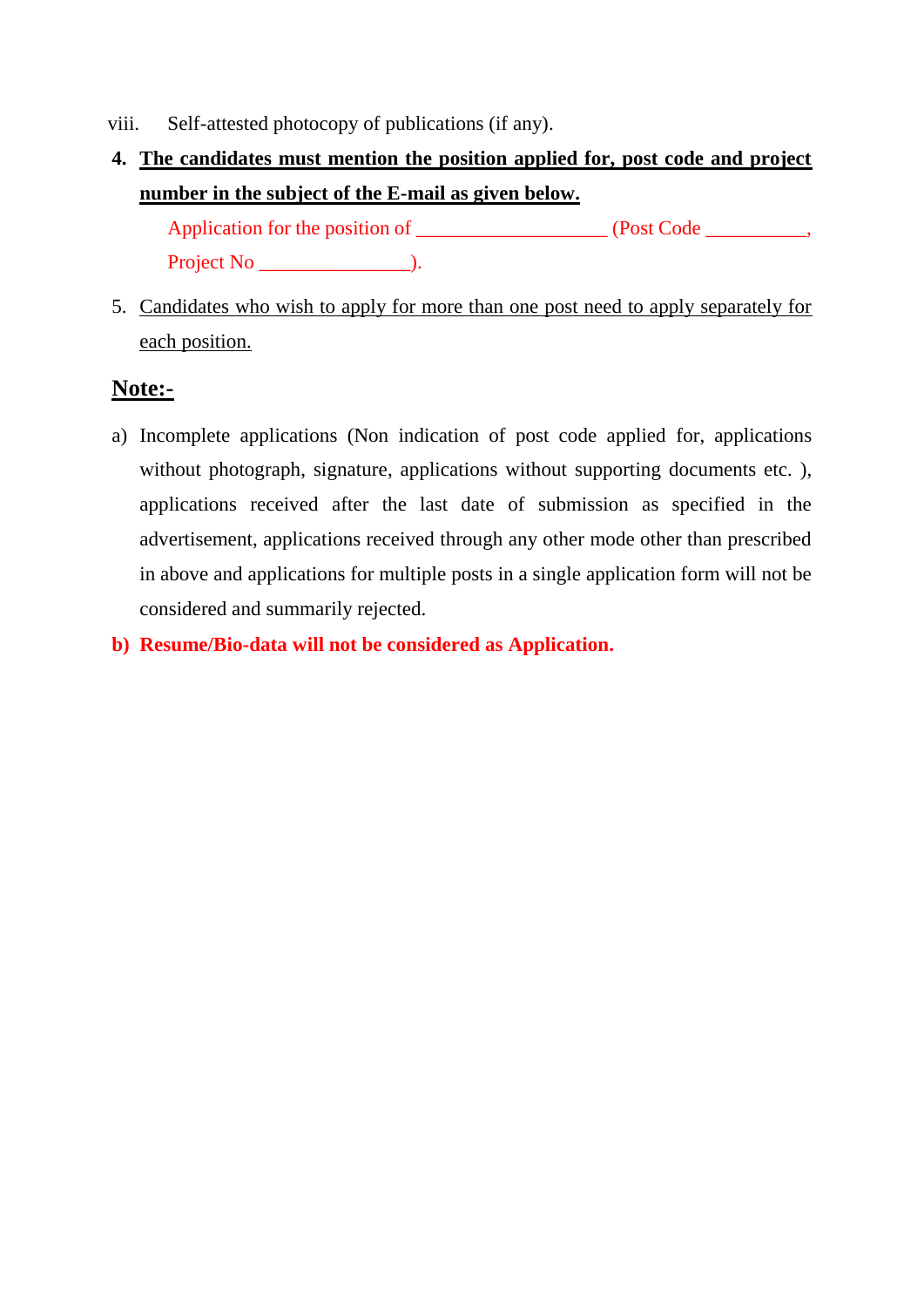viii. Self-attested photocopy of publications (if any).

4. **The candidates must mention the position applied for, post code and project number in the subject of the E-mail as given below.**

   Application for the position of ___________________ (Post Code __________, Project No _______________).

5. Candidates who wish to apply for more than one post need to apply separately for each position.

**Note:-**

a) Incomplete applications (Non indication of post code applied for, applications without photograph, signature, applications without supporting documents etc. ), applications received after the last date of submission as specified in the advertisement, applications received through any other mode other than prescribed in above and applications for multiple posts in a single application form will not be considered and summarily rejected.

b) **Resume/Bio-data will not be considered as Application.**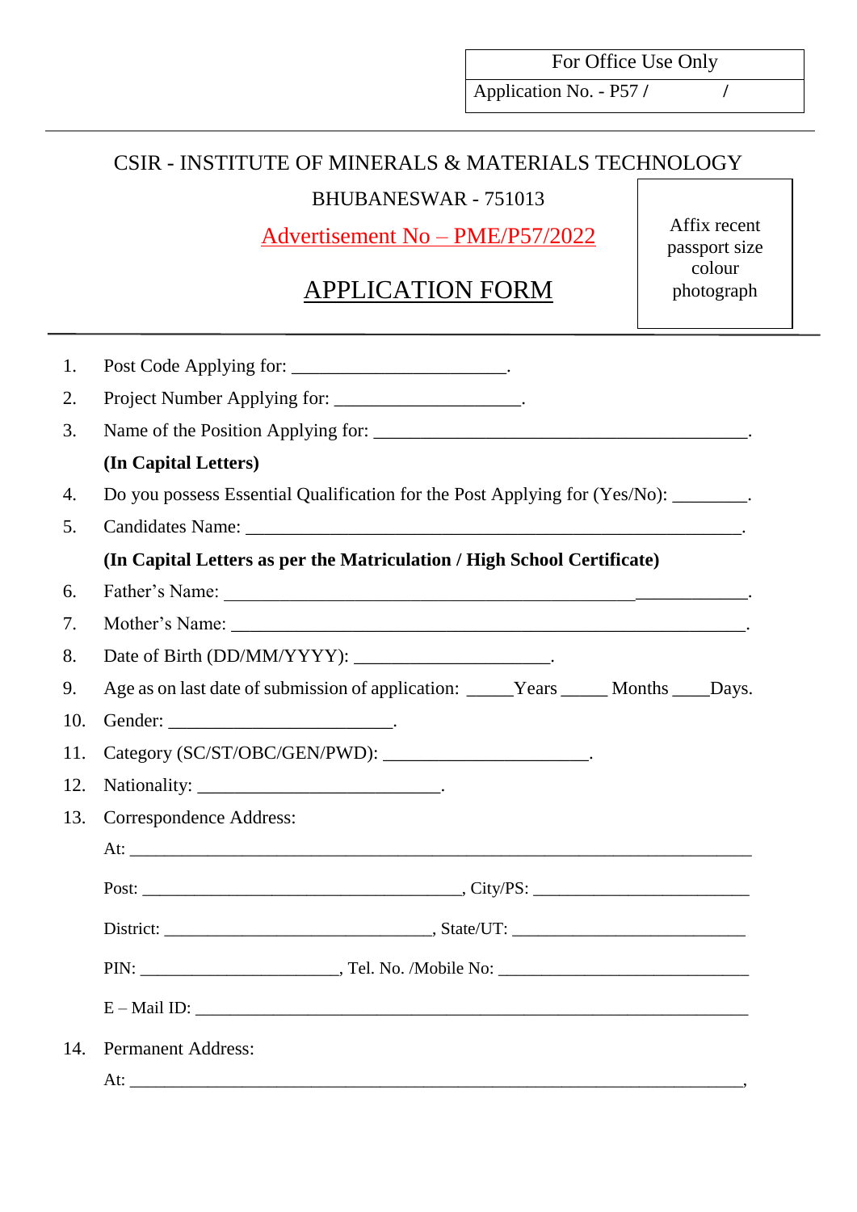| For Office Use Only |
| --- |
| Application No. - P57 /          / |

CSIR - INSTITUTE OF MINERALS & MATERIALS TECHNOLOGY

BHUBANESWAR - 751013

Advertisement No – PME/P57/2022

# APPLICATION FORM

Affix recent passport size colour photograph

---

1. Post Code Applying for: ______________________.
2. Project Number Applying for: ___________________.
3. Name of the Position Applying for: ________________________________________.
   **(In Capital Letters)**
4. Do you possess Essential Qualification for the Post Applying for (Yes/No): ________.
5. Candidates Name: ______________________________________________________.
   **(In Capital Letters as per the Matriculation / High School Certificate)**
6. Father's Name: ______________________________________________________.
7. Mother's Name: ______________________________________________________.
8. Date of Birth (DD/MM/YYYY): ____________________.
9. Age as on last date of submission of application: _____Years _____ Months ____Days.
10. Gender: ______________________.
11. Category (SC/ST/OBC/GEN/PWD): ______________________.
12. Nationality: ________________________.
13. Correspondence Address:
    At: ______________________________________________________________________
    Post: ___________________________________, City/PS: _______________________
    District: ______________________________, State/UT: _________________________
    PIN: _____________________, Tel. No. /Mobile No: _____________________________
    E – Mail ID: ______________________________________________________________
14. Permanent Address:
    At: ______________________________________________________________________,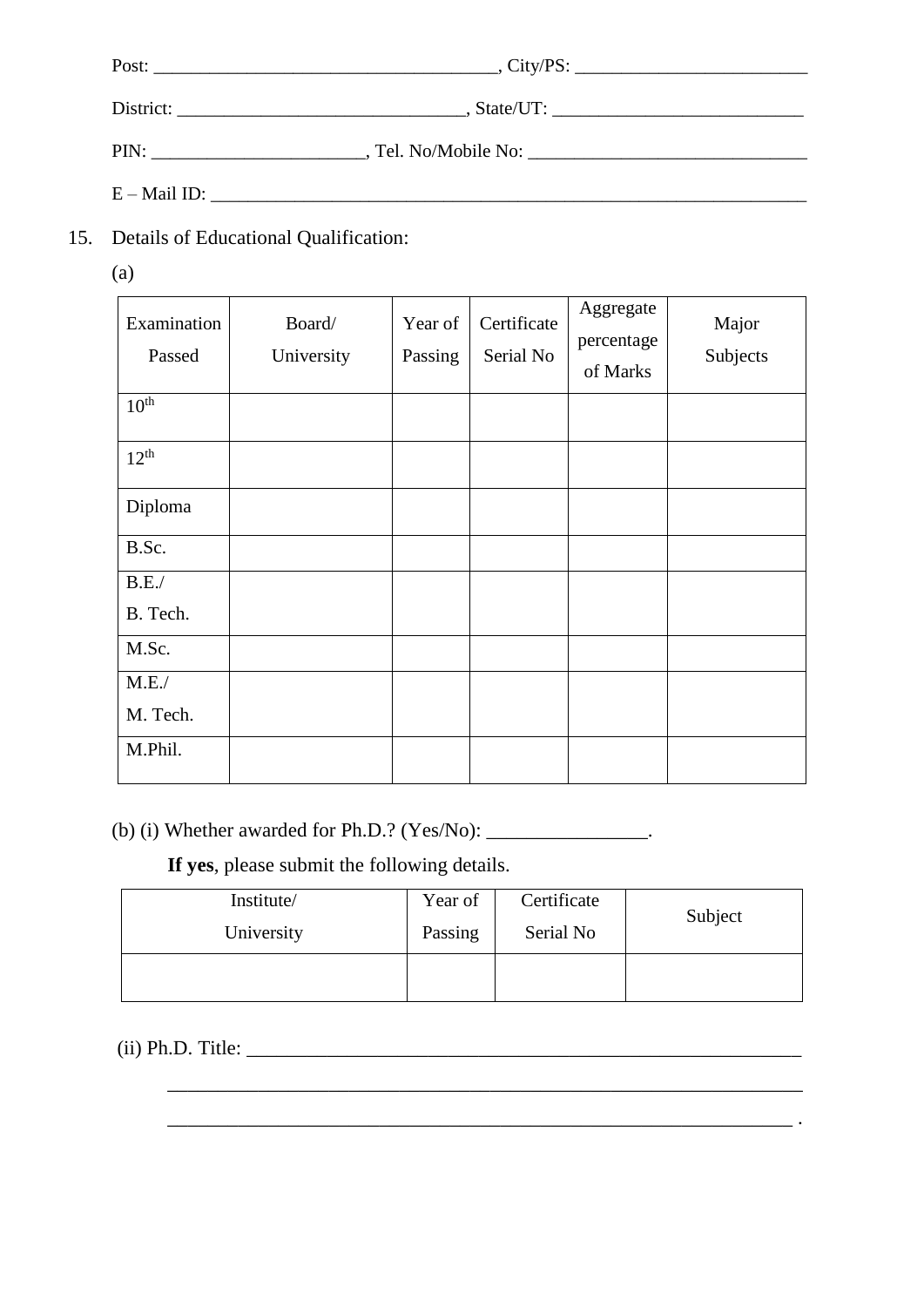Post: ____________________________________, City/PS: _________________________

District: _______________________________, State/UT: ___________________________

PIN: _______________________, Tel. No/Mobile No: ______________________________

E – Mail ID: ____________________________________________________________________

15. Details of Educational Qualification:

(a)

| Examination Passed | Board/ University | Year of Passing | Certificate Serial No | Aggregate percentage of Marks | Major Subjects |
|---|---|---|---|---|---|
| 10th | | | | | |
| 12th | | | | | |
| Diploma | | | | | |
| B.Sc. | | | | | |
| B.E./ B. Tech. | | | | | |
| M.Sc. | | | | | |
| M.E./ M. Tech. | | | | | |
| M.Phil. | | | | | |

(b) (i) Whether awarded for Ph.D.? (Yes/No): ________________.

**If yes**, please submit the following details.

| Institute/ University | Year of Passing | Certificate Serial No | Subject |
|---|---|---|---|
| | | | |

(ii) Ph.D. Title: __________________________________________________________

_________________________________________________________________

_________________________________________________________________ .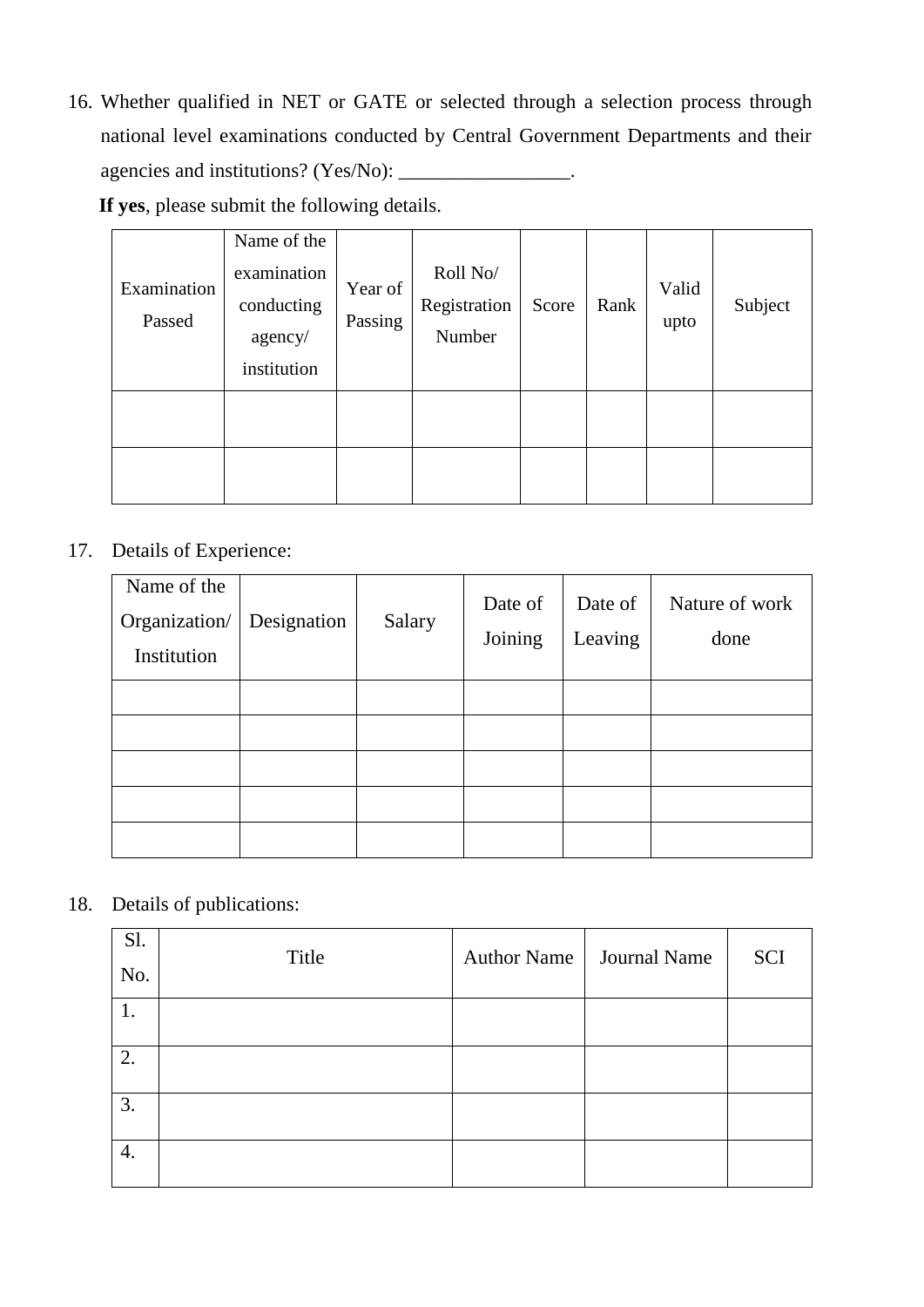16. Whether qualified in NET or GATE or selected through a selection process through national level examinations conducted by Central Government Departments and their agencies and institutions? (Yes/No): _________________.

**If yes**, please submit the following details.

| Examination Passed | Name of the examination conducting agency/ institution | Year of Passing | Roll No/ Registration Number | Score | Rank | Valid upto | Subject |
|---|---|---|---|---|---|---|---|
| | | | | | | | |
| | | | | | | | |

17. Details of Experience:

| Name of the Organization/ Institution | Designation | Salary | Date of Joining | Date of Leaving | Nature of work done |
|---|---|---|---|---|---|
| | | | | | |
| | | | | | |
| | | | | | |
| | | | | | |
| | | | | | |

18. Details of publications:

| Sl. No. | Title | Author Name | Journal Name | SCI |
|---|---|---|---|---|
| 1. | | | | |
| 2. | | | | |
| 3. | | | | |
| 4. | | | | |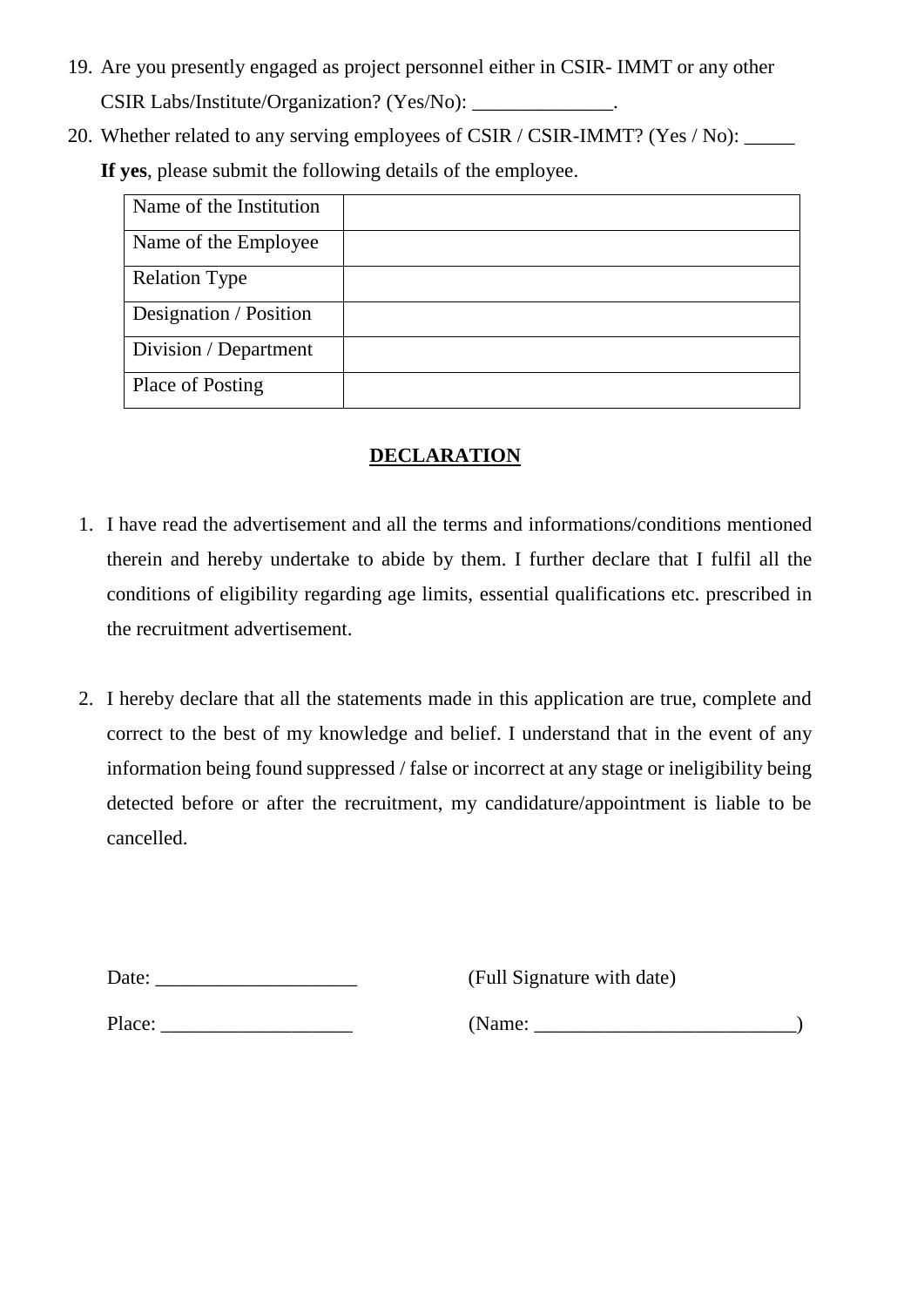19. Are you presently engaged as project personnel either in CSIR- IMMT or any other CSIR Labs/Institute/Organization? (Yes/No): ______________.

20. Whether related to any serving employees of CSIR / CSIR-IMMT? (Yes / No): _____

    **If yes**, please submit the following details of the employee.

| | |
|---|---|
| Name of the Institution | |
| Name of the Employee | |
| Relation Type | |
| Designation / Position | |
| Division / Department | |
| Place of Posting | |

## DECLARATION

1. I have read the advertisement and all the terms and informations/conditions mentioned therein and hereby undertake to abide by them. I further declare that I fulfil all the conditions of eligibility regarding age limits, essential qualifications etc. prescribed in the recruitment advertisement.

2. I hereby declare that all the statements made in this application are true, complete and correct to the best of my knowledge and belief. I understand that in the event of any information being found suppressed / false or incorrect at any stage or ineligibility being detected before or after the recruitment, my candidature/appointment is liable to be cancelled.

Date: ____________________ (Full Signature with date)

Place: ___________________ (Name: __________________________)